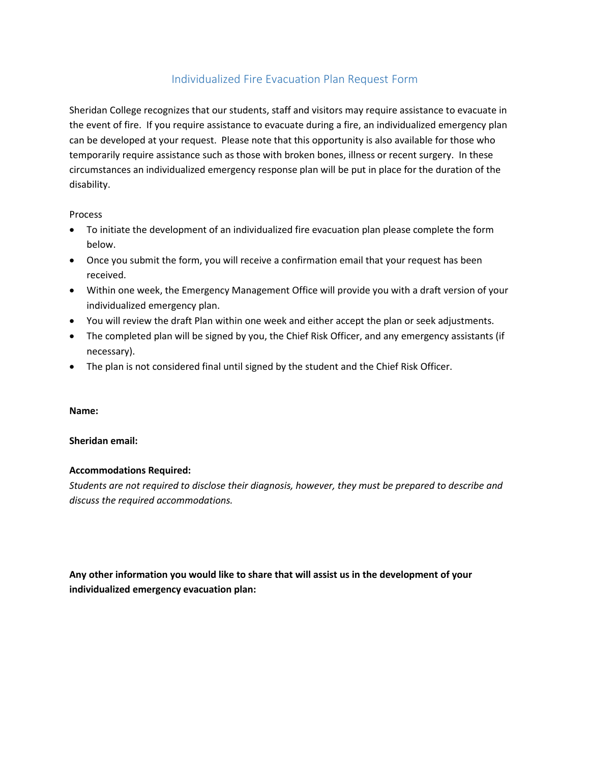# Individualized Fire Evacuation Plan Request Form

Sheridan College recognizes that our students, staff and visitors may require assistance to evacuate in the event of fire. If you require assistance to evacuate during a fire, an individualized emergency plan can be developed at your request. Please note that this opportunity is also available for those who temporarily require assistance such as those with broken bones, illness or recent surgery. In these circumstances an individualized emergency response plan will be put in place for the duration of the disability.

Process

- To initiate the development of an individualized fire evacuation plan please complete the form below.
- Once you submit the form, you will receive a confirmation email that your request has been received.
- Within one week, the Emergency Management Office will provide you with a draft version of your individualized emergency plan.
- You will review the draft Plan within one week and either accept the plan or seek adjustments.
- The completed plan will be signed by you, the Chief Risk Officer, and any emergency assistants (if necessary).
- The plan is not considered final until signed by the student and the Chief Risk Officer.

**Name:**

**Sheridan email:**

**Accommodations Required:**

*Students are not required to disclose their diagnosis, however, they must be prepared to describe and discuss the required accommodations.*

**Any other information you would like to share that will assist us in the development of your individualized emergency evacuation plan:**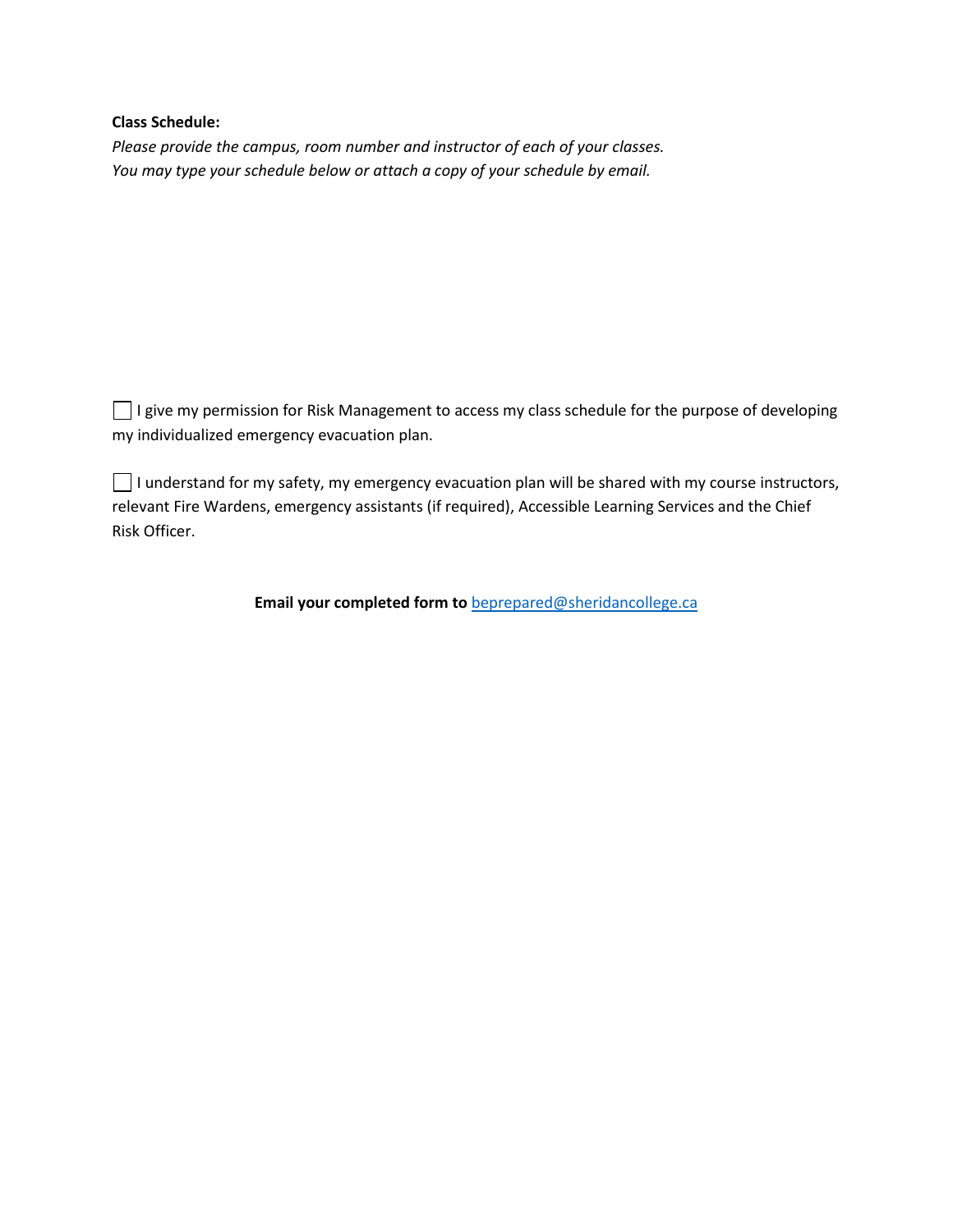**Class Schedule:**

*Please provide the campus, room number and instructor of each of your classes.*
*You may type your schedule below or attach a copy of your schedule by email.*

☐ I give my permission for Risk Management to access my class schedule for the purpose of developing my individualized emergency evacuation plan.

☐ I understand for my safety, my emergency evacuation plan will be shared with my course instructors, relevant Fire Wardens, emergency assistants (if required), Accessible Learning Services and the Chief Risk Officer.

**Email your completed form to** bepre­pared@sheridancollege.ca